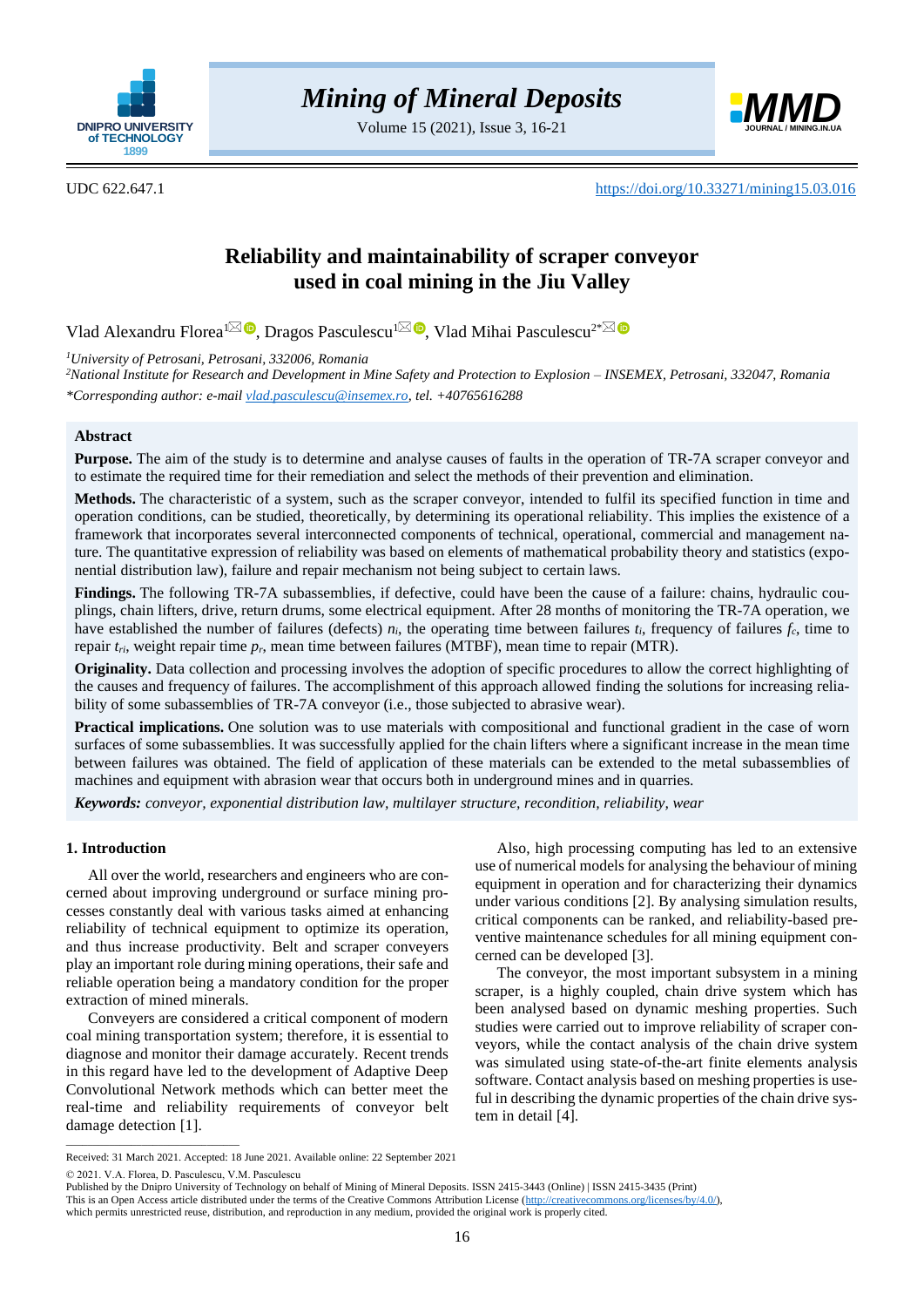UDC 622.647.1 https://doi.org/10.33271/mining15.03.016

# Reliability and maintainability of scraper conveyor used in coal mining in the Jiu Valley

Vlad Alexandru Florea[1], Dragos Pasculescu[1], Vlad Mihai Pasculescu[2*]

[1]*University of Petrosani, Petrosani, 332006, Romania*

[2]*National Institute for Research and Development in Mine Safety and Protection to Explosion – INSEMEX, Petrosani, 332047, Romania*

*\*Corresponding author: e-mail vlad.pasculescu@insemex.ro, tel. +40765616288*

## Abstract

**Purpose.** The aim of the study is to determine and analyse causes of faults in the operation of TR-7A scraper conveyor and to estimate the required time for their remediation and select the methods of their prevention and elimination.

**Methods.** The characteristic of a system, such as the scraper conveyor, intended to fulfil its specified function in time and operation conditions, can be studied, theoretically, by determining its operational reliability. This implies the existence of a framework that incorporates several interconnected components of technical, operational, commercial and management nature. The quantitative expression of reliability was based on elements of mathematical probability theory and statistics (exponential distribution law), failure and repair mechanism not being subject to certain laws.

**Findings.** The following TR-7A subassemblies, if defective, could have been the cause of a failure: chains, hydraulic couplings, chain lifters, drive, return drums, some electrical equipment. After 28 months of monitoring the TR-7A operation, we have established the number of failures (defects) $n_i$, the operating time between failures $t_i$, frequency of failures $f_c$, time to repair $t_{ri}$, weight repair time $p_r$, mean time between failures (MTBF), mean time to repair (MTR).

**Originality.** Data collection and processing involves the adoption of specific procedures to allow the correct highlighting of the causes and frequency of failures. The accomplishment of this approach allowed finding the solutions for increasing reliability of some subassemblies of TR-7A conveyor (i.e., those subjected to abrasive wear).

**Practical implications.** One solution was to use materials with compositional and functional gradient in the case of worn surfaces of some subassemblies. It was successfully applied for the chain lifters where a significant increase in the mean time between failures was obtained. The field of application of these materials can be extended to the metal subassemblies of machines and equipment with abrasion wear that occurs both in underground mines and in quarries.

***Keywords:*** *conveyor, exponential distribution law, multilayer structure, recondition, reliability, wear*

## 1. Introduction

All over the world, researchers and engineers who are concerned about improving underground or surface mining processes constantly deal with various tasks aimed at enhancing reliability of technical equipment to optimize its operation, and thus increase productivity. Belt and scraper conveyers play an important role during mining operations, their safe and reliable operation being a mandatory condition for the proper extraction of mined minerals.

Conveyers are considered a critical component of modern coal mining transportation system; therefore, it is essential to diagnose and monitor their damage accurately. Recent trends in this regard have led to the development of Adaptive Deep Convolutional Network methods which can better meet the real-time and reliability requirements of conveyor belt damage detection [1].

Also, high processing computing has led to an extensive use of numerical models for analysing the behaviour of mining equipment in operation and for characterizing their dynamics under various conditions [2]. By analysing simulation results, critical components can be ranked, and reliability-based preventive maintenance schedules for all mining equipment concerned can be developed [3].

The conveyor, the most important subsystem in a mining scraper, is a highly coupled, chain drive system which has been analysed based on dynamic meshing properties. Such studies were carried out to improve reliability of scraper conveyors, while the contact analysis of the chain drive system was simulated using state-of-the-art finite elements analysis software. Contact analysis based on meshing properties is useful in describing the dynamic properties of the chain drive system in detail [4].

---

Received: 31 March 2021. Accepted: 18 June 2021. Available online: 22 September 2021

© 2021. V.A. Florea, D. Pasculescu, V.M. Pasculescu

Published by the Dnipro University of Technology on behalf of Mining of Mineral Deposits. ISSN 2415-3443 (Online) | ISSN 2415-3435 (Print)

This is an Open Access article distributed under the terms of the Creative Commons Attribution License (http://creativecommons.org/licenses/by/4.0/), which permits unrestricted reuse, distribution, and reproduction in any medium, provided the original work is properly cited.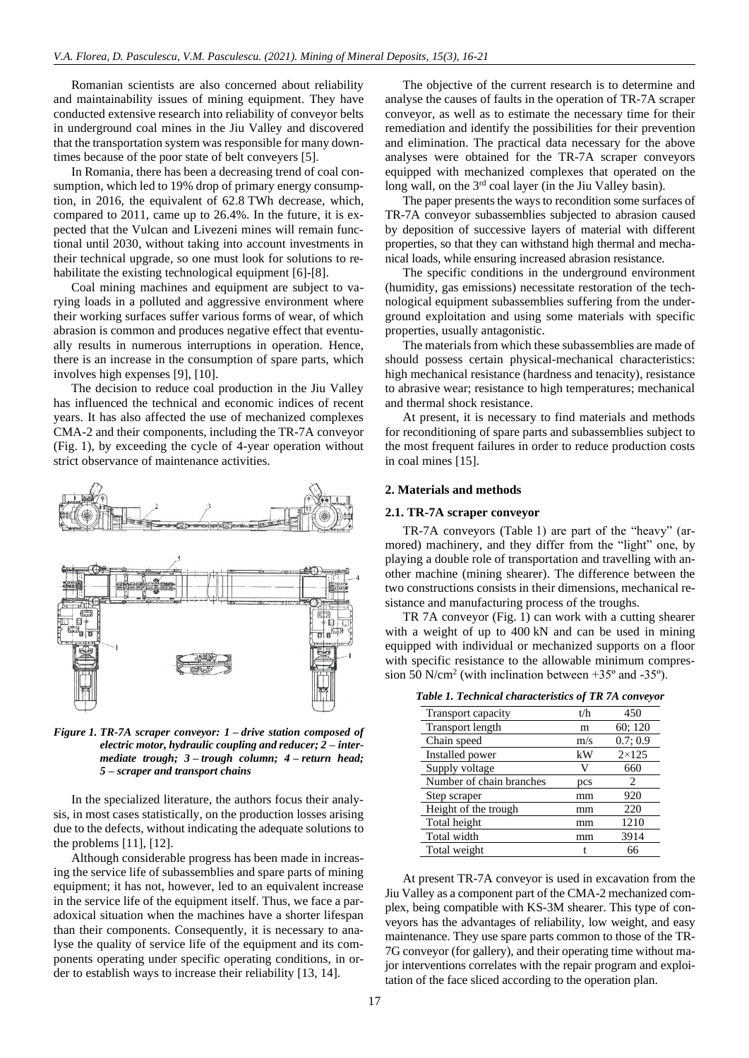Romanian scientists are also concerned about reliability and maintainability issues of mining equipment. They have conducted extensive research into reliability of conveyor belts in underground coal mines in the Jiu Valley and discovered that the transportation system was responsible for many downtimes because of the poor state of belt conveyers [5].

In Romania, there has been a decreasing trend of coal consumption, which led to 19% drop of primary energy consumption, in 2016, the equivalent of 62.8 TWh decrease, which, compared to 2011, came up to 26.4%. In the future, it is expected that the Vulcan and Livezeni mines will remain functional until 2030, without taking into account investments in their technical upgrade, so one must look for solutions to rehabilitate the existing technological equipment [6]-[8].

Coal mining machines and equipment are subject to varying loads in a polluted and aggressive environment where their working surfaces suffer various forms of wear, of which abrasion is common and produces negative effect that eventually results in numerous interruptions in operation. Hence, there is an increase in the consumption of spare parts, which involves high expenses [9], [10].

The decision to reduce coal production in the Jiu Valley has influenced the technical and economic indices of recent years. It has also affected the use of mechanized complexes CMA-2 and their components, including the TR-7A conveyor (Fig. 1), by exceeding the cycle of 4-year operation without strict observance of maintenance activities.

*Figure 1. TR-7A scraper conveyor: 1 – drive station composed of electric motor, hydraulic coupling and reducer; 2 – intermediate trough; 3 – trough column; 4 – return head; 5 – scraper and transport chains*

In the specialized literature, the authors focus their analysis, in most cases statistically, on the production losses arising due to the defects, without indicating the adequate solutions to the problems [11], [12].

Although considerable progress has been made in increasing the service life of subassemblies and spare parts of mining equipment; it has not, however, led to an equivalent increase in the service life of the equipment itself. Thus, we face a paradoxical situation when the machines have a shorter lifespan than their components. Consequently, it is necessary to analyse the quality of service life of the equipment and its components operating under specific operating conditions, in order to establish ways to increase their reliability [13, 14].

The objective of the current research is to determine and analyse the causes of faults in the operation of TR-7A scraper conveyor, as well as to estimate the necessary time for their remediation and elimination and identify the possibilities for their prevention and elimination. The practical data necessary for the above analyses were obtained for the TR-7A scraper conveyors equipped with mechanized complexes that operated on the long wall, on the 3rd coal layer (in the Jiu Valley basin).

The paper presents the ways to recondition some surfaces of TR-7A conveyor subassemblies subjected to abrasion caused by deposition of successive layers of material with different properties, so that they can withstand high thermal and mechanical loads, while ensuring increased abrasion resistance.

The specific conditions in the underground environment (humidity, gas emissions) necessitate restoration of the technological equipment subassemblies suffering from the underground exploitation and using some materials with specific properties, usually antagonistic.

The materials from which these subassemblies are made of should possess certain physical-mechanical characteristics: high mechanical resistance (hardness and tenacity), resistance to abrasive wear; resistance to high temperatures; mechanical and thermal shock resistance.

At present, it is necessary to find materials and methods for reconditioning of spare parts and subassemblies subject to the most frequent failures in order to reduce production costs in coal mines [15].

## 2. Materials and methods

### 2.1. TR-7A scraper conveyor

TR-7A conveyors (Table 1) are part of the "heavy" (armored) machinery, and they differ from the "light" one, by playing a double role of transportation and travelling with another machine (mining shearer). The difference between the two constructions consists in their dimensions, mechanical resistance and manufacturing process of the troughs.

TR 7A conveyor (Fig. 1) can work with a cutting shearer with a weight of up to 400 kN and can be used in mining equipped with individual or mechanized supports on a floor with specific resistance to the allowable minimum compression 50 N/cm$^2$ (with inclination between +35º and -35º).

*Table 1. Technical characteristics of TR 7A conveyor*

| | | |
|---|---|---|
| Transport capacity | t/h | 450 |
| Transport length | m | 60; 120 |
| Chain speed | m/s | 0.7; 0.9 |
| Installed power | kW | 2×125 |
| Supply voltage | V | 660 |
| Number of chain branches | pcs | 2 |
| Step scraper | mm | 920 |
| Height of the trough | mm | 220 |
| Total height | mm | 1210 |
| Total width | mm | 3914 |
| Total weight | t | 66 |

At present TR-7A conveyor is used in excavation from the Jiu Valley as a component part of the CMA-2 mechanized complex, being compatible with KS-3M shearer. This type of conveyors has the advantages of reliability, low weight, and easy maintenance. They use spare parts common to those of the TR-7G conveyor (for gallery), and their operating time without major interventions correlates with the repair program and exploitation of the face sliced according to the operation plan.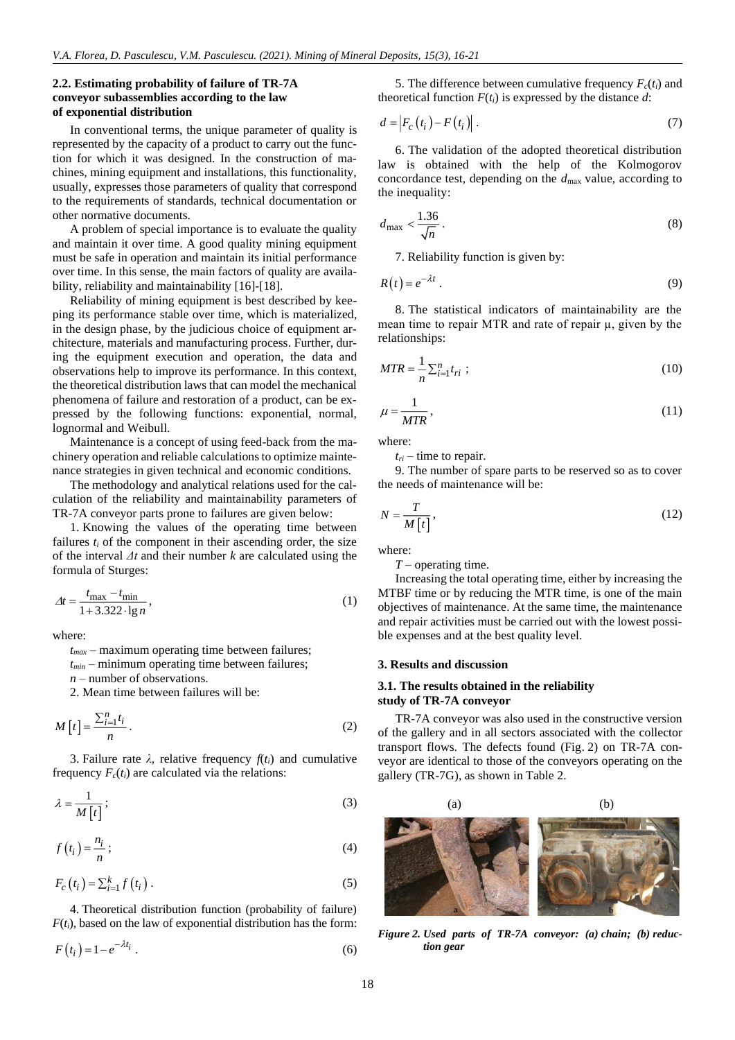### 2.2. Estimating probability of failure of TR-7A conveyor subassemblies according to the law of exponential distribution

In conventional terms, the unique parameter of quality is represented by the capacity of a product to carry out the function for which it was designed. In the construction of machines, mining equipment and installations, this functionality, usually, expresses those parameters of quality that correspond to the requirements of standards, technical documentation or other normative documents.

A problem of special importance is to evaluate the quality and maintain it over time. A good quality mining equipment must be safe in operation and maintain its initial performance over time. In this sense, the main factors of quality are availability, reliability and maintainability [16]-[18].

Reliability of mining equipment is best described by keeping its performance stable over time, which is materialized, in the design phase, by the judicious choice of equipment architecture, materials and manufacturing process. Further, during the equipment execution and operation, the data and observations help to improve its performance. In this context, the theoretical distribution laws that can model the mechanical phenomena of failure and restoration of a product, can be expressed by the following functions: exponential, normal, lognormal and Weibull.

Maintenance is a concept of using feed-back from the machinery operation and reliable calculations to optimize maintenance strategies in given technical and economic conditions.

The methodology and analytical relations used for the calculation of the reliability and maintainability parameters of TR-7A conveyor parts prone to failures are given below:

1. Knowing the values of the operating time between failures $t_i$ of the component in their ascending order, the size of the interval $\Delta t$ and their number $k$ are calculated using the formula of Sturges:

$$\Delta t = \frac{t_{\max} - t_{\min}}{1 + 3.322 \cdot \lg n}, \tag{1}$$

where:

$t_{max}$ – maximum operating time between failures;

$t_{min}$ – minimum operating time between failures;

$n$ – number of observations.

2. Mean time between failures will be:

$$M\left[t\right] = \frac{\sum_{i=1}^{n} t_i}{n}. \tag{2}$$

3. Failure rate $\lambda$, relative frequency $f(t_i)$ and cumulative frequency $F_c(t_i)$ are calculated via the relations:

$$\lambda = \frac{1}{M\left[t\right]}; \tag{3}$$

$$f\left(t_i\right) = \frac{n_i}{n}; \tag{4}$$

$$F_c\left(t_i\right) = \sum_{i=1}^{k} f\left(t_i\right). \tag{5}$$

4. Theoretical distribution function (probability of failure) $F(t_i)$, based on the law of exponential distribution has the form:

$$F\left(t_i\right) = 1 - e^{-\lambda t_i}. \tag{6}$$

5. The difference between cumulative frequency $F_c(t_i)$ and theoretical function $F(t_i)$ is expressed by the distance $d$:

$$d = \left|F_c\left(t_i\right) - F\left(t_i\right)\right|. \tag{7}$$

6. The validation of the adopted theoretical distribution law is obtained with the help of the Kolmogorov concordance test, depending on the $d_{\max}$ value, according to the inequality:

$$d_{\max} < \frac{1.36}{\sqrt{n}}. \tag{8}$$

7. Reliability function is given by:

$$R\left(t\right) = e^{-\lambda t}. \tag{9}$$

8. The statistical indicators of maintainability are the mean time to repair MTR and rate of repair μ, given by the relationships:

$$MTR = \frac{1}{n}\sum_{i=1}^{n} t_{ri}; \tag{10}$$

$$\mu = \frac{1}{MTR}, \tag{11}$$

where:

$t_{ri}$ – time to repair.

9. The number of spare parts to be reserved so as to cover the needs of maintenance will be:

$$N = \frac{T}{M\left[t\right]}, \tag{12}$$

where:

$T$ – operating time.

Increasing the total operating time, either by increasing the MTBF time or by reducing the MTR time, is one of the main objectives of maintenance. At the same time, the maintenance and repair activities must be carried out with the lowest possible expenses and at the best quality level.

## 3. Results and discussion

### 3.1. The results obtained in the reliability study of TR-7A conveyor

TR-7A conveyor was also used in the constructive version of the gallery and in all sectors associated with the collector transport flows. The defects found (Fig. 2) on TR-7A conveyor are identical to those of the conveyors operating on the gallery (TR-7G), as shown in Table 2.

*Figure 2. Used parts of TR-7A conveyor: (a) chain; (b) reduction gear*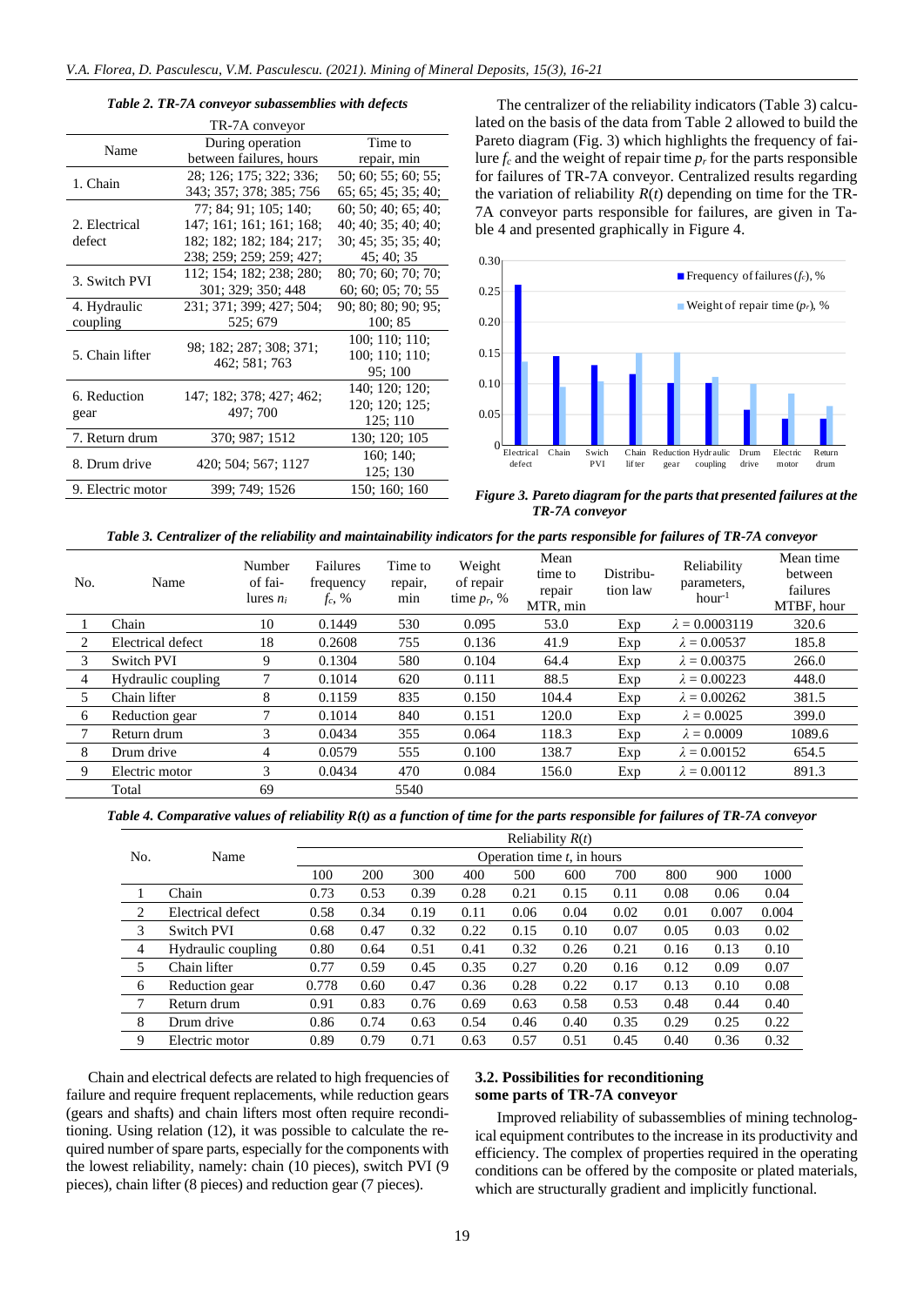*Table 2. TR-7A conveyor subassemblies with defects*

| Name | TR-7A conveyor | |
|---|---|---|
| | During operation between failures, hours | Time to repair, min |
| 1. Chain | 28; 126; 175; 322; 336; 343; 357; 378; 385; 756 | 50; 60; 55; 60; 55; 65; 65; 45; 35; 40; |
| 2. Electrical defect | 77; 84; 91; 105; 140; 147; 161; 161; 161; 168; 182; 182; 182; 184; 217; 238; 259; 259; 259; 427; | 60; 50; 40; 65; 40; 40; 40; 35; 40; 40; 30; 45; 35; 35; 40; 45; 40; 35 |
| 3. Switch PVI | 112; 154; 182; 238; 280; 301; 329; 350; 448 | 80; 70; 60; 70; 70; 60; 60; 05; 70; 55 |
| 4. Hydraulic coupling | 231; 371; 399; 427; 504; 525; 679 | 90; 80; 80; 90; 95; 100; 85 |
| 5. Chain lifter | 98; 182; 287; 308; 371; 462; 581; 763 | 100; 110; 110; 100; 110; 110; 95; 100 |
| 6. Reduction gear | 147; 182; 378; 427; 462; 497; 700 | 140; 120; 120; 120; 120; 125; 125; 110 |
| 7. Return drum | 370; 987; 1512 | 130; 120; 105 |
| 8. Drum drive | 420; 504; 567; 1127 | 160; 140; 125; 130 |
| 9. Electric motor | 399; 749; 1526 | 150; 160; 160 |

The centralizer of the reliability indicators (Table 3) calculated on the basis of the data from Table 2 allowed to build the Pareto diagram (Fig. 3) which highlights the frequency of failure $f_c$ and the weight of repair time $p_r$ for the parts responsible for failures of TR-7A conveyor. Centralized results regarding the variation of reliability $R(t)$ depending on time for the TR-7A conveyor parts responsible for failures, are given in Table 4 and presented graphically in Figure 4.

*Figure 3. Pareto diagram for the parts that presented failures at the TR-7A conveyor*

*Table 3. Centralizer of the reliability and maintainability indicators for the parts responsible for failures of TR-7A conveyor*

| No. | Name | Number of failures $n_i$ | Failures frequency $f_c$, % | Time to repair, min | Weight of repair time $p_r$, % | Mean time to repair MTR, min | Distribution law | Reliability parameters, hour$^{-1}$ | Mean time between failures MTBF, hour |
|---|---|---|---|---|---|---|---|---|---|
| 1 | Chain | 10 | 0.1449 | 530 | 0.095 | 53.0 | Exp | $\lambda = 0.0003119$ | 320.6 |
| 2 | Electrical defect | 18 | 0.2608 | 755 | 0.136 | 41.9 | Exp | $\lambda = 0.00537$ | 185.8 |
| 3 | Switch PVI | 9 | 0.1304 | 580 | 0.104 | 64.4 | Exp | $\lambda = 0.00375$ | 266.0 |
| 4 | Hydraulic coupling | 7 | 0.1014 | 620 | 0.111 | 88.5 | Exp | $\lambda = 0.00223$ | 448.0 |
| 5 | Chain lifter | 8 | 0.1159 | 835 | 0.150 | 104.4 | Exp | $\lambda = 0.00262$ | 381.5 |
| 6 | Reduction gear | 7 | 0.1014 | 840 | 0.151 | 120.0 | Exp | $\lambda = 0.0025$ | 399.0 |
| 7 | Return drum | 3 | 0.0434 | 355 | 0.064 | 118.3 | Exp | $\lambda = 0.0009$ | 1089.6 |
| 8 | Drum drive | 4 | 0.0579 | 555 | 0.100 | 138.7 | Exp | $\lambda = 0.00152$ | 654.5 |
| 9 | Electric motor | 3 | 0.0434 | 470 | 0.084 | 156.0 | Exp | $\lambda = 0.00112$ | 891.3 |
| | Total | 69 | | 5540 | | | | | |

*Table 4. Comparative values of reliability R(t) as a function of time for the parts responsible for failures of TR-7A conveyor*

| No. | Name | Reliability $R(t)$ | | | | | | | | | |
|---|---|---|---|---|---|---|---|---|---|---|---|
| | | Operation time $t$, in hours | | | | | | | | | |
| | | 100 | 200 | 300 | 400 | 500 | 600 | 700 | 800 | 900 | 1000 |
| 1 | Chain | 0.73 | 0.53 | 0.39 | 0.28 | 0.21 | 0.15 | 0.11 | 0.08 | 0.06 | 0.04 |
| 2 | Electrical defect | 0.58 | 0.34 | 0.19 | 0.11 | 0.06 | 0.04 | 0.02 | 0.01 | 0.007 | 0.004 |
| 3 | Switch PVI | 0.68 | 0.47 | 0.32 | 0.22 | 0.15 | 0.10 | 0.07 | 0.05 | 0.03 | 0.02 |
| 4 | Hydraulic coupling | 0.80 | 0.64 | 0.51 | 0.41 | 0.32 | 0.26 | 0.21 | 0.16 | 0.13 | 0.10 |
| 5 | Chain lifter | 0.77 | 0.59 | 0.45 | 0.35 | 0.27 | 0.20 | 0.16 | 0.12 | 0.09 | 0.07 |
| 6 | Reduction gear | 0.778 | 0.60 | 0.47 | 0.36 | 0.28 | 0.22 | 0.17 | 0.13 | 0.10 | 0.08 |
| 7 | Return drum | 0.91 | 0.83 | 0.76 | 0.69 | 0.63 | 0.58 | 0.53 | 0.48 | 0.44 | 0.40 |
| 8 | Drum drive | 0.86 | 0.74 | 0.63 | 0.54 | 0.46 | 0.40 | 0.35 | 0.29 | 0.25 | 0.22 |
| 9 | Electric motor | 0.89 | 0.79 | 0.71 | 0.63 | 0.57 | 0.51 | 0.45 | 0.40 | 0.36 | 0.32 |

Chain and electrical defects are related to high frequencies of failure and require frequent replacements, while reduction gears (gears and shafts) and chain lifters most often require reconditioning. Using relation (12), it was possible to calculate the required number of spare parts, especially for the components with the lowest reliability, namely: chain (10 pieces), switch PVI (9 pieces), chain lifter (8 pieces) and reduction gear (7 pieces).

### 3.2. Possibilities for reconditioning some parts of TR-7A conveyor

Improved reliability of subassemblies of mining technological equipment contributes to the increase in its productivity and efficiency. The complex of properties required in the operating conditions can be offered by the composite or plated materials, which are structurally gradient and implicitly functional.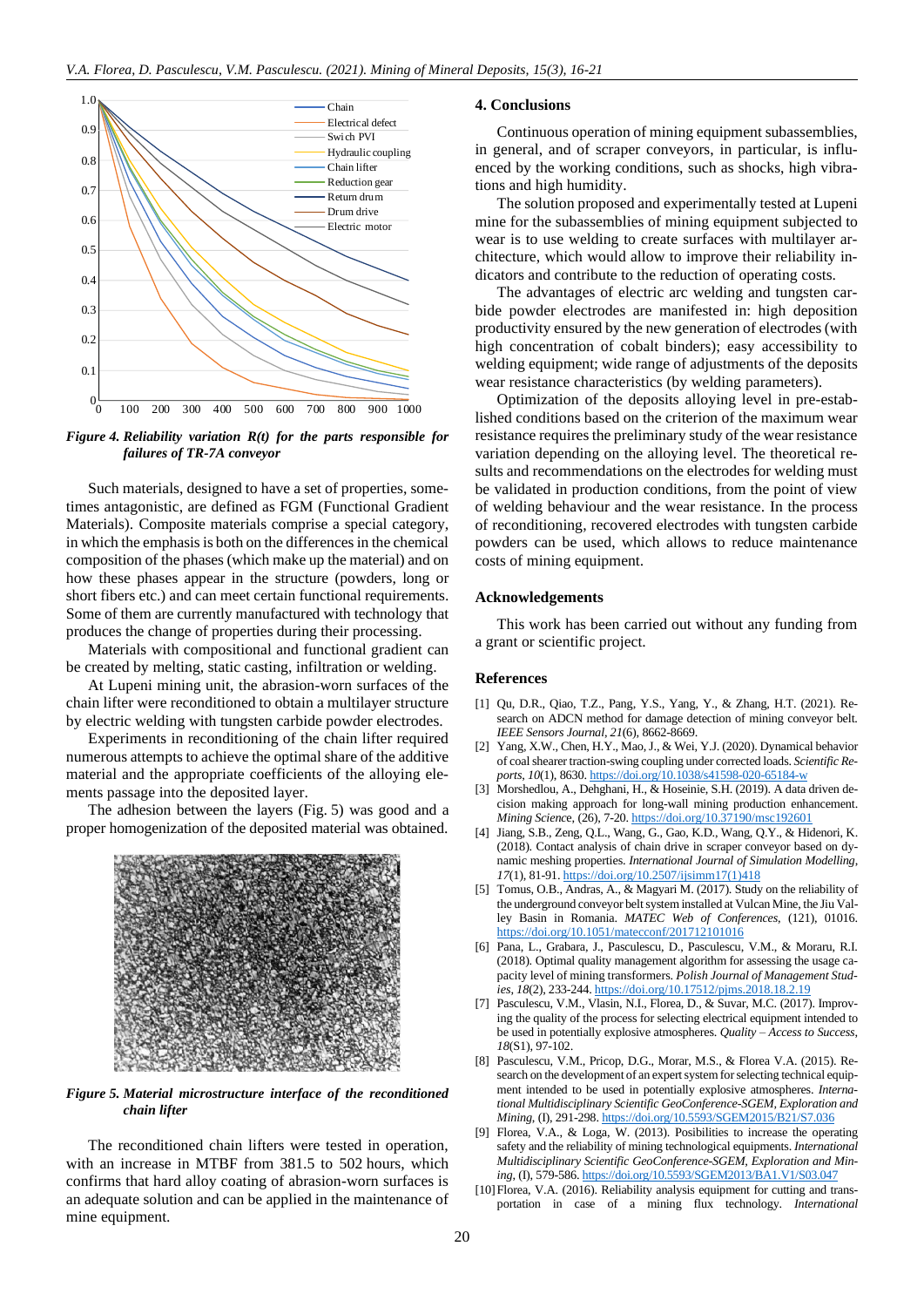Figure 4. Reliability variation R(t) for the parts responsible for failures of TR-7A conveyor

Such materials, designed to have a set of properties, sometimes antagonistic, are defined as FGM (Functional Gradient Materials). Composite materials comprise a special category, in which the emphasis is both on the differences in the chemical composition of the phases (which make up the material) and on how these phases appear in the structure (powders, long or short fibers etc.) and can meet certain functional requirements. Some of them are currently manufactured with technology that produces the change of properties during their processing.

Materials with compositional and functional gradient can be created by melting, static casting, infiltration or welding.

At Lupeni mining unit, the abrasion-worn surfaces of the chain lifter were reconditioned to obtain a multilayer structure by electric welding with tungsten carbide powder electrodes.

Experiments in reconditioning of the chain lifter required numerous attempts to achieve the optimal share of the additive material and the appropriate coefficients of the alloying elements passage into the deposited layer.

The adhesion between the layers (Fig. 5) was good and a proper homogenization of the deposited material was obtained.

Figure 5. Material microstructure interface of the reconditioned chain lifter

The reconditioned chain lifters were tested in operation, with an increase in MTBF from 381.5 to 502 hours, which confirms that hard alloy coating of abrasion-worn surfaces is an adequate solution and can be applied in the maintenance of mine equipment.

## 4. Conclusions

Continuous operation of mining equipment subassemblies, in general, and of scraper conveyors, in particular, is influenced by the working conditions, such as shocks, high vibrations and high humidity.

The solution proposed and experimentally tested at Lupeni mine for the subassemblies of mining equipment subjected to wear is to use welding to create surfaces with multilayer architecture, which would allow to improve their reliability indicators and contribute to the reduction of operating costs.

The advantages of electric arc welding and tungsten carbide powder electrodes are manifested in: high deposition productivity ensured by the new generation of electrodes (with high concentration of cobalt binders); easy accessibility to welding equipment; wide range of adjustments of the deposits wear resistance characteristics (by welding parameters).

Optimization of the deposits alloying level in pre-established conditions based on the criterion of the maximum wear resistance requires the preliminary study of the wear resistance variation depending on the alloying level. The theoretical results and recommendations on the electrodes for welding must be validated in production conditions, from the point of view of welding behaviour and the wear resistance. In the process of reconditioning, recovered electrodes with tungsten carbide powders can be used, which allows to reduce maintenance costs of mining equipment.

## Acknowledgements

This work has been carried out without any funding from a grant or scientific project.

## References

[1] Qu, D.R., Qiao, T.Z., Pang, Y.S., Yang, Y., & Zhang, H.T. (2021). Research on ADCN method for damage detection of mining conveyor belt. *IEEE Sensors Journal*, *21*(6), 8662-8669.

[2] Yang, X.W., Chen, H.Y., Mao, J., & Wei, Y.J. (2020). Dynamical behavior of coal shearer traction-swing coupling under corrected loads. *Scientific Reports*, *10*(1), 8630. https://doi.org/10.1038/s41598-020-65184-w

[3] Morshedlou, A., Dehghani, H., & Hoseinie, S.H. (2019). A data driven decision making approach for long-wall mining production enhancement. *Mining Science*, (26), 7-20. https://doi.org/10.37190/msc192601

[4] Jiang, S.B., Zeng, Q.L., Wang, G., Gao, K.D., Wang, Q.Y., & Hidenori, K. (2018). Contact analysis of chain drive in scraper conveyor based on dynamic meshing properties. *International Journal of Simulation Modelling*, *17*(1), 81-91. https://doi.org/10.2507/ijsimm17(1)418

[5] Tomus, O.B., Andras, A., & Magyari M. (2017). Study on the reliability of the underground conveyor belt system installed at Vulcan Mine, the Jiu Valley Basin in Romania. *MATEC Web of Conferences*, (121), 01016. https://doi.org/10.1051/matecconf/201712101016

[6] Pana, L., Grabara, J., Pasculescu, D., Pasculescu, V.M., & Moraru, R.I. (2018). Optimal quality management algorithm for assessing the usage capacity level of mining transformers. *Polish Journal of Management Studies*, *18*(2), 233-244. https://doi.org/10.17512/pjms.2018.18.2.19

[7] Pasculescu, V.M., Vlasin, N.I., Florea, D., & Suvar, M.C. (2017). Improving the quality of the process for selecting electrical equipment intended to be used in potentially explosive atmospheres. *Quality – Access to Success*, *18*(S1), 97-102.

[8] Pasculescu, V.M., Pricop, D.G., Morar, M.S., & Florea V.A. (2015). Research on the development of an expert system for selecting technical equipment intended to be used in potentially explosive atmospheres. *International Multidisciplinary Scientific GeoConference-SGEM, Exploration and Mining*, (I), 291-298. https://doi.org/10.5593/SGEM2015/B21/S7.036

[9] Florea, V.A., & Loga, W. (2013). Posibilities to increase the operating safety and the reliability of mining technological equipments. *International Multidisciplinary Scientific GeoConference-SGEM, Exploration and Mining*, (I), 579-586. https://doi.org/10.5593/SGEM2013/BA1.V1/S03.047

[10] Florea, V.A. (2016). Reliability analysis equipment for cutting and transportation in case of a mining flux technology. *International*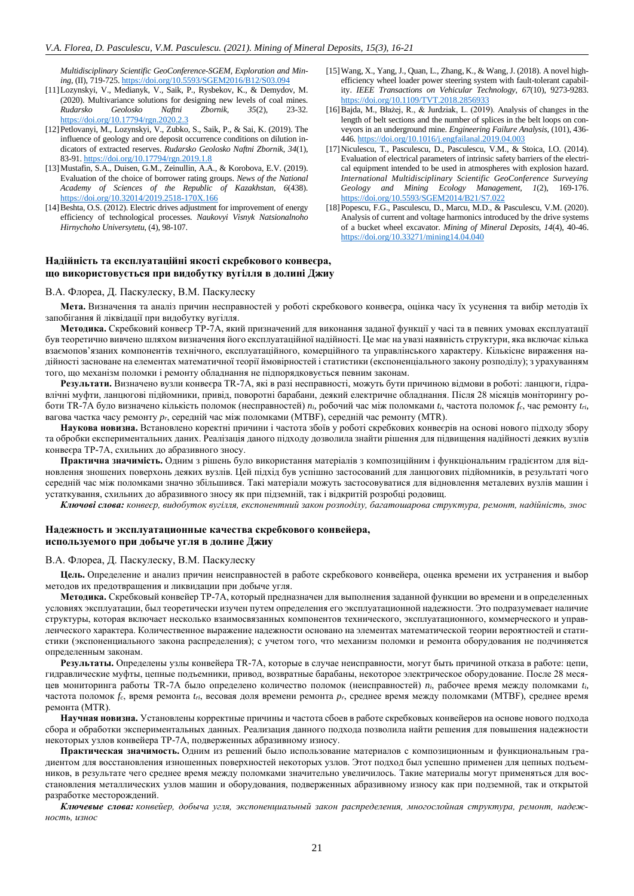*Multidisciplinary Scientific GeoConference-SGEM, Exploration and Mining*, (II), 719-725. https://doi.org/10.5593/SGEM2016/B12/S03.094

[11] Lozynskyi, V., Medianyk, V., Saik, P., Rysbekov, K., & Demydov, M. (2020). Multivariance solutions for designing new levels of coal mines. *Rudarsko Geolosko Naftni Zbornik*, *35*(2), 23-32. https://doi.org/10.17794/rgn.2020.2.3

[12] Petlovanyi, M., Lozynskyi, V., Zubko, S., Saik, P., & Sai, K. (2019). The influence of geology and ore deposit occurrence conditions on dilution indicators of extracted reserves. *Rudarsko Geolosko Naftni Zbornik*, *34*(1), 83-91. https://doi.org/10.17794/rgn.2019.1.8

[13] Mustafin, S.A., Duisen, G.M., Zeinullin, A.A., & Korobova, E.V. (2019). Evaluation of the choice of borrower rating groups. *News of the National Academy of Sciences of the Republic of Kazakhstan*, *6*(438). https://doi.org/10.32014/2019.2518-170X.166

[14] Beshta, O.S. (2012). Electric drives adjustment for improvement of energy efficiency of technological processes. *Naukovyi Visnyk Natsionalnoho Hirnychoho Universytetu*, (4), 98-107.

[15] Wang, X., Yang, J., Quan, L., Zhang, K., & Wang, J. (2018). A novel high-efficiency wheel loader power steering system with fault-tolerant capability. *IEEE Transactions on Vehicular Technology*, *67*(10), 9273-9283. https://doi.org/10.1109/TVT.2018.2856933

[16] Bajda, M., Błażej, R., & Jurdziak, L. (2019). Analysis of changes in the length of belt sections and the number of splices in the belt loops on conveyors in an underground mine. *Engineering Failure Analysis*, (101), 436-446. https://doi.org/10.1016/j.engfailanal.2019.04.003

[17] Niculescu, T., Pasculescu, D., Pasculescu, V.M., & Stoica, I.O. (2014). Evaluation of electrical parameters of intrinsic safety barriers of the electrical equipment intended to be used in atmospheres with explosion hazard. *International Multidisciplinary Scientific GeoConference Surveying Geology and Mining Ecology Management*, *1*(2), 169-176. https://doi.org/10.5593/SGEM2014/B21/S7.022

[18] Popescu, F.G., Pasculescu, D., Marcu, M.D., & Pasculescu, V.M. (2020). Analysis of current and voltage harmonics introduced by the drive systems of a bucket wheel excavator. *Mining of Mineral Deposits*, *14*(4), 40-46. https://doi.org/10.33271/mining14.04.040

## Надійність та експлуатаційні якості скребкового конвеєра, що використовується при видобутку вугілля в долині Джиу

В.А. Флореа, Д. Паскулеску, В.М. Паскулеску

**Мета.** Визначення та аналіз причин несправностей у роботі скребкового конвеєра, оцінка часу їх усунення та вибір методів їх запобігання й ліквідації при видобутку вугілля.

**Методика.** Скребковий конвеєр TP-7A, який призначений для виконання заданої функції у часі та в певних умовах експлуатації був теоретично вивчено шляхом визначення його експлуатаційної надійності. Це має на увазі наявність структури, яка включає кілька взаємопов'язаних компонентів технічного, експлуатаційного, комерційного та управлінського характеру. Кількісне вираження надійності засноване на елементах математичної теорії ймовірностей і статистики (експоненціального закону розподілу); з урахуванням того, що механізм поломки і ремонту обладнання не підпорядковується певним законам.

**Результати.** Визначено вузли конвеєра TR-7A, які в разі несправності, можуть бути причиною відмови в роботі: ланцюги, гідравлічні муфти, ланцюгові підйомники, привід, поворотні барабани, деякий електричне обладнання. Після 28 місяців моніторингу роботи TR-7A було визначено кількість поломок (несправностей) $n_i$, робочий час між поломками $t_i$, частота поломок $f_c$, час ремонту $t_{ri}$, вагова частка часу ремонту $p_r$, середній час між поломками (MTBF), середній час ремонту (MTR).

**Наукова новизна.** Встановлено коректні причини і частота збоїв у роботі скребкових конвеєрів на основі нового підходу збору та обробки експериментальних даних. Реалізація даного підходу дозволила знайти рішення для підвищення надійності деяких вузлів конвеєра TP-7A, схильних до абразивного зносу.

**Практична значимість.** Одним з рішень було використання матеріалів з композиційним і функціональним градієнтом для відновлення зношених поверхонь деяких вузлів. Цей підхід був успішно застосований для ланцюгових підйомників, в результаті чого середній час між поломками значно збільшився. Такі матеріали можуть застосовуватися для відновлення металевих вузлів машин і устаткування, схильних до абразивного зносу як при підземній, так і відкритій розробці родовищ.

***Ключові слова:*** *конвеєр, видобуток вугілля, експонентний закон розподілу, багатошарова структура, ремонт, надійність, знос*

## Надежность и эксплуатационные качества скребкового конвейера, используемого при добыче угля в долине Джиу

В.А. Флореа, Д. Паскулеску, В.М. Паскулеску

**Цель.** Определение и анализ причин неисправностей в работе скребкового конвейера, оценка времени их устранения и выбор методов их предотвращения и ликвидации при добыче угля.

**Методика.** Скребковый конвейер TP-7A, который предназначен для выполнения заданной функции во времени и в определенных условиях эксплуатации, был теоретически изучен путем определения его эксплуатационной надежности. Это подразумевает наличие структуры, которая включает несколько взаимосвязанных компонентов технического, эксплуатационного, коммерческого и управленческого характера. Количественное выражение надежности основано на элементах математической теории вероятностей и статистики (экспоненциального закона распределения); с учетом того, что механизм поломки и ремонта оборудования не подчиняется определенным законам.

**Результаты.** Определены узлы конвейера TR-7A, которые в случае неисправности, могут быть причиной отказа в работе: цепи, гидравлические муфты, цепные подъемники, привод, возвратные барабаны, некоторое электрическое оборудование. После 28 месяцев мониторинга работы TR-7A было определено количество поломок (неисправностей) $n_i$, рабочее время между поломками $t_i$, частота поломок $f_c$, время ремонта $t_{ri}$, весовая доля времени ремонта $p_r$, среднее время между поломками (MTBF), среднее время ремонта (MTR).

**Научная новизна.** Установлены корректные причины и частота сбоев в работе скребковых конвейеров на основе нового подхода сбора и обработки экспериментальных данных. Реализация данного подхода позволила найти решения для повышения надежности некоторых узлов конвейера TP-7A, подверженных абразивному износу.

**Практическая значимость.** Одним из решений было использование материалов с композиционным и функциональным градиентом для восстановления изношенных поверхностей некоторых узлов. Этот подход был успешно применен для цепных подъемников, в результате чего среднее время между поломками значительно увеличилось. Такие материалы могут применяться для восстановления металлических узлов машин и оборудования, подверженных абразивному износу как при подземной, так и открытой разработке месторождений.

***Ключевые слова:*** *конвейер, добыча угля, экспоненциальный закон распределения, многослойная структура, ремонт, надежность, износ*